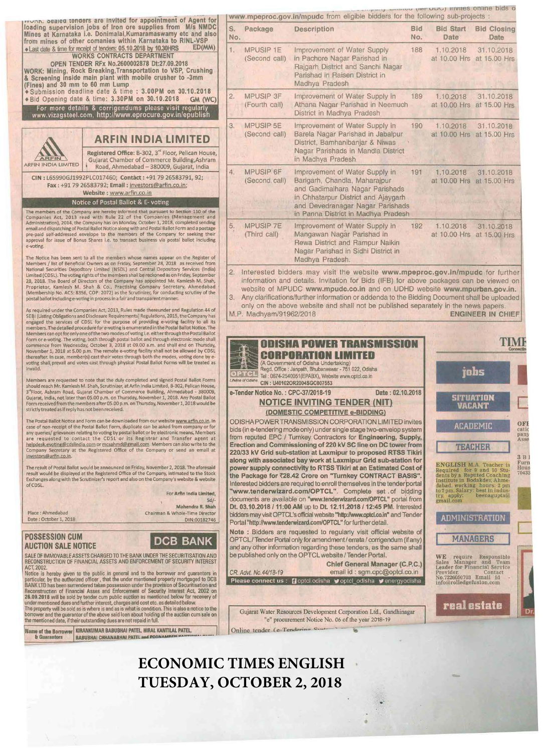...WORK. Sealed tenders are invited for appointment of Agent for loading supervision jobs of Iron ore supplies from M/s NMDC Mines at Karnataka i.e. Donimalai,Kumaramaswamy etc and also from mines of other comanies within Karnataka to RINL-VSP

- Last date & time for receipt of tenders: 05.10.2018 by 10.30HRS ED(MM)

**WORKS CONTRACTS DEPARTMENT**

**OPEN TENDER RFx No.2600002878 Dt:27.09.2018**

**WORK: Mining, Rock Breaking,Transportation to VSP, Crushing & Screening inside main plant with mobile crusher to -3mm (Fines) and 30 mm to 60 mm Lump**

- Submission deadline date & time : 3.00PM on 30.10.2018
- Bid Opening date & time: 3.30PM on 30.10.2018 GM (WC)

For more details & corrigendums please visit regularly www.vizagsteel.com, http://www.eprocure.gov.in/epublish

## ARFIN INDIA LIMITED

ARFIN INDIA LIMITED

Registered Office: B-302, 3rd Floor, Pelican House, Gujarat Chamber of Commerce Building,Ashram Road, Ahmedabad – 380009, Gujarat, India

**CIN : L65990GJ1992PLC017460; Contact : +91 79 26583791, 92; Fax : +91 79 26583792; Email : investors@arfin.co.in; Website : www.arfin.co.in**

### Notice of Postal Ballot & E- voting

The members of the Company are hereby informed that pursuant to Section 110 of the Companies Act, 2013 read with Rule 22 of the Companies (Management and Administration), 2014, the Company has on Monday, October 1, 2018, completed sending email and dispatching of Postal Ballot Notice along with and Postal Ballot Form and a postage pre-paid self-addressed envelope to the members of the Company for seeking their approval for issue of Bonus Shares i.e. to transact business via postal ballot including e-voting.

The Notice has been sent to all the members whose names appear on the Register of Members / list of Beneficial Owners as on Friday, September 28, 2018 as received from National Securities Depository Limited (NSDL) and Central Depository Services (India) Limited (CDSL). The voting rights of the members shall be reckoned as on Friday, September 28, 2018. The Board of Directors of the Company has appointed Mr. Kamlesh M. Shah, Proprietor, Kamlesh M. Shah & Co., Practising Company Secretary, Ahmedabad (Membership No. ACS: 8356, COP: 2072) as the Scrutinizer, for conducting scrutiny of the postal ballot including e-voting in process in a fair and transparent manner.

As required under the Companies Act, 2013, Rules made thereunder and Regulation 44 of SEBI (Listing Obligations and Disclosure Requirements) Regulations, 2015, the Company has engaged the services of CDSL for the purpose of providing e-voting facility to all its members. The detailed procedure for e-voting is enumerated in the Postal Ballot Notice. The Members can opt for only one of the two modes of voting i.e. either through the Postal Ballot Form or e-voting. The voting, both through postal ballot and through electronic mode shall commence from Wednesday, October 3, 2018 at 09.00 a.m. and shall end on Thursday, November 1, 2018 at 5.00 p.m. The remote e-voting facility shall not be allowed by CDSL thereafter. In case, member(s) cast their votes through both the modes, voting done by e-voting shall prevail and votes cast through physical Postal Ballot Forms will be treated as invalid.

Members are requested to note that the duly completed and signed Postal Ballot Forms should reach Mr. Kamlesh M. Shah, Scrutinizer, at Arfin India Limited, B-302, Pelican House, 3rd Floor, Ashram Road, Gujarat Chamber of Commerce Building, Ahmedabad - 380009, Gujarat, India, not later than 05.00 p.m. on Thursday, November 1, 2018. Any Postal Ballot Form received from the members after 05.00 p.m. on Thursday, November 1, 2018 would be strictly treated as if reply has not been received.

The Postal Ballot Notice and Form can be downloaded from our website www.arfin.co.in. In case of non-receipt of the Postal Ballot Form, duplicate can be asked from company or for any queries/ grievances relating to voting by postal ballot or by electronic means, Members are requested to contact the CDSL or its Registrar and Transfer agent at helpdesk.evoting@cdslindia.com or mcsahmd@gmail.com. Members can also write to the Company Secretary at the Registered Office of the Company or send an email at investors@arfin.co.in.

The result of Postal Ballot would be announced on Friday, November 2, 2018. The aforesaid result would be displayed at the Registered Office of the Company, intimated to the Stock Exchanges along with the Scrutinizer's report and also on the Company's website & website of CDSL.

For Arfin India Limited,
Sd/-
Mahendra R. Shah
Chairman & Whole-Time Director
DIN:00182746

Place : Ahmedabad
Date : October 1, 2018

## POSSESSION CUM AUCTION SALE NOTICE

**DCB BANK**

SALE OF IMMOVABLE ASSETS CHARGED TO THE BANK UNDER THE SECURITISATION AND RECONSTRUCTION OF FINANCIAL ASSETS AND ENFORCEMENT OF SECURITY INTEREST ACT, 2002.

Notice is hereby given to the public in general and to the borrower and guarantors in particular, by the authorized officer, that the under mentioned property mortgaged to DCB BANK LTD has been surrendered taken possession under the provision of Securitisation and Reconstruction of Financial Asses and Enforcement of Security Interest Act, 2002 on 26.09.2018 will be sold by tender cum public auction as mentioned below for recovery of under mentioned dues and further interest, charges and cost etc. as detailed below.

The property will be sold as is where is and as is what is condition. This is also a notice to the borrower and the guarantor of the above said loan about holding of the auction cum sale on the mentioned date, if their outstanding dues are not repaid in full.

| Name of the Borrower & Guarantors | KIRANKUMAR BABUBHAI PATEL, HIRAL KANTILAL PATEL, BABUBHAI CHHANABHAI PATEL and POONAMBEN ... |
|---|---|

...(MPUDC) invites online bids o... www.mpeproc.gov.in/mpudc from eligible bidders for the following sub-projects :

| S. No. | Package | Description | Bid No. | Bid Start Date | Bid Closing Date |
|---|---|---|---|---|---|
| 1. | MPUSIP 1E (Second call) | Improvement of Water Supply in Pachore Nagar Parishad in Rajgarh District and Sanchi Nagar Parishad in Raisen District in Madhya Pradesh | 188 | 1.10.2018 at 10.00 Hrs | 31.10.2018 at 15.00 Hrs |
| 2. | MPUSIP 3F (Fourth call) | Improvement of Water Supply in Athana Nagar Parishad in Neemuch District in Madhya Pradesh | 189 | 1.10.2018 at 10.00 Hrs | 31.10.2018 at 15.00 Hrs |
| 3. | MPUSIP 5E (Second call) | Improvement of Water Supply in Barela Nagar Parishad in Jabalpur District, Bamhanibanjar & Niwas Nagar Parishads in Mandla District in Madhya Pradesh | 190 | 1.10.2018 at 10.00 Hrs | 31.10.2018 at 15.00 Hrs |
| 4. | MPUSIP 6F (Second call) | Improvement of Water Supply in Barigarh, Chandla, Maharajpur and Gadimalhara Nagar Parishads in Chhatarpur District and Ajaygarh and Devendranagar Nagar Parishads in Panna District in Madhya Pradesh | 191 | 1.10.2018 at 10.00 Hrs | 31.10.2018 at 15.00 Hrs |
| 5. | MPUSIP 7E (Third call) | Improvement of Water Supply in Mangawan Nagar Parishad in Rewa District and Rampur Naikin Nagar Parishad in Sidhi District in Madhya Pradesh. | 192 | 1.10.2018 at 10.00 Hrs | 31.10.2018 at 15.00 Hrs |

2. Interested bidders may visit the website **www.mpeproc.gov.in/mpudc** for further information and details. Invitation for Bids (IFB) for above packages can be viewed on website of MPUDC **www.mpudc.co.in** and on UDHD website **www.mpurban.gov.in.**
3. Any clarifications/further information or addenda to the Bidding Document shall be uploaded only on the above website and shall not be published separately in the news papers.

M.P. Madhyam/91962/2018 **ENGINEER IN CHIEF**

## ODISHA POWER TRANSMISSION CORPORATION LIMITED

(A Government of Odisha Undertaking)
Regd. Office : Janpath, Bhubaneswar - 751 022, Odisha
Tel : 0674-2540051(EPABX), Website www.optcl.co.in
CIN : U40102OR2004SGC007553

e-Tender Notice No. : CPC-37/2018-19 Date : 02.10.2018

### NOTICE INVITING TENDER (NIT)

**(DOMESTIC COMPETITIVE e-BIDDING)**

ODISHA POWER TRANSMISSION CORPORATION LIMITED invites bids (in e-tendering mode only) under single stage two-envelop system from reputed EPC / Turnkey Contractors for **Engineering, Supply, Erection and Commissioning of 220 kV SC line on DC tower from 220/33 kV Grid sub-station at Laxmipur to proposed RTSS Tikiri along with associated bay work at Laxmipur Grid sub-station for power supply connectivity to RTSS Tikiri at an Estimated Cost of the Package for ₹28.42 Crore on "Turnkey CONTRACT BASIS".** Interested bidders are required to enroll themselves in the tender portal **"www.tenderwizard.com/OPTCL"**. Complete set of bidding documents are available on **"www.tenderwizard.com/OPTCL"** portal from **Dt. 03.10.2018 / 11:00 AM up to Dt. 12.11.2018 / 12:45 PM.** Interested bidders may visit OPTCL's official website **"http://www.optcl.co.in"** and Tender Portal **"http://www.tenderwizard.com/OPTCL"** for further detail.

**Note :** Bidders are requested to regularly visit official website of OPTCL / Tender Portal only for amendment / errata / corrigendum (if any) and any other information regarding these tenders, as the same shall be published only on the OPTCL website / Tender Portal.

**Chief General Manager (C.P.C.)**
email id : sgm.cpc@optcl.co.in

CR. Advt. No.44/18-19

Please connect us : optcl.odisha optcl_odisha energyodisha

Gujarat Water Resources Development Corporation Ltd., Gandhinagar
"e" procurement Notice No. 06 of the year 2018-19
Online tender (e-Tendering ...

**jobs**

**SITUATION VACANT**

**ACADEMIC**

**TEACHER**

**ENGLISH** M.A. Teacher is Required for 9 and 10 Students by a Reputed Coaching Institute in Bodakdev, Ahmedabad. working hours: 2 pm to 7 pm. Salary: best in industry. apply: beenagupta@gmail.com

**ADMINISTRATION**

**MANAGERS**

**WE** require Responsible Sales Manager and Team Leader for Financial Service Provider. Contact No.7226050703 Email id info@rolledgefusion.com

**real estate**

**ECONOMIC TIMES ENGLISH**
**TUESDAY, OCTOBER 2, 2018**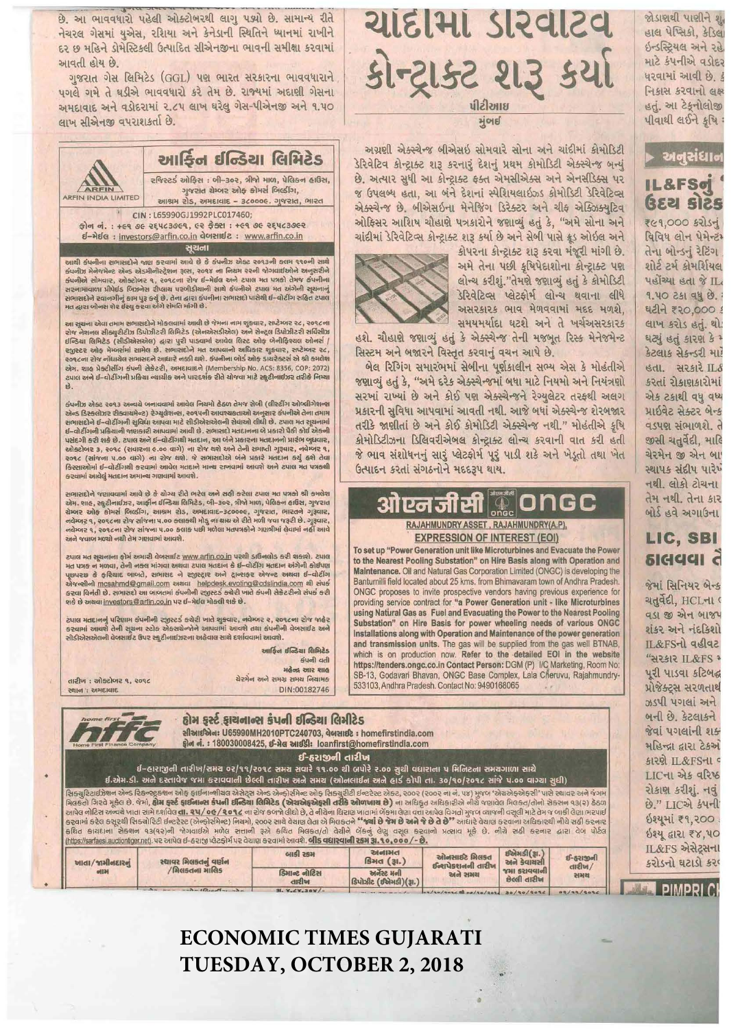છે. આ ભાવવધારો પહેલી ઓક્ટોબરથી લાગુ પડ્યો છે. સામાન્ય રીતે નેચરલ ગેસમાં યુએસ, રશિયા અને કેનેડાની સ્થિતિને ધ્યાનમાં રાખીને દર છ મહિને ડોમેસ્ટિકલી ઉત્પાદિત સીએનજીના ભાવની સમીક્ષા કરવામાં આવતી હોય છે.

ગુજરાત ગેસ લિમિટેડ (GGL) પણ ભારત સરકારના ભાવવધારાને પગલે ગમે તે ઘડીએ ભાવવધારો કરે તેમ છે. રાજ્યમાં અદાણી ગેસના અમદાવાદ અને વડોદરામાં ૨.૮૫ લાખ ઘરેલુ ગેસ-પીએનજી અને ૧.૫૦ લાખ સીએનજી વપરાશકર્તા છે.

## આર્ફિન ઈન્ડિયા લિમિટેડ

ARFIN INDIA LIMITED

રજિસ્ટર્ડ ઓફિસ : બી-૩૦૨, ત્રીજો માળ, પેલિકન હાઉસ, ગુજરાત ચેમ્બર ઓફ કોમર્સ બિલ્ડીંગ, આશ્રમ રોડ, અમદાવાદ - ૩૮૦૦૦૯. ગુજરાત, ભારત

CIN : L65990GJ1992PLC017460;

ફોન નં. : +૯૧ ૭૯ ૨૬૫૮૩૭૯૧, ૯૨ ફેક્સ : +૯૧ ૭૯ ૨૬૫૮૩૭૯૨

ઈ-મેઈલ : investors@arfin.co.in વેબસાઈટ : www.arfin.co.in

### સૂચના

આથી કંપનીના સભાસદોને જાણ કરવામાં આવે છે કે કંપનીઝ એક્ટ ૨૦૧૩ની કલમ ૧૧૦ની સાથે કંપનીઝ મેનેજમેન્ટ એન્ડ એડમીનીસ્ટ્રેશન રૂલ્સ, ૨૦૧૪ ના નિયમ ૨૨ની જોગવાઈઓને અનુસરીને કંપનીએ સોમવાર, ઓક્ટોબર ૧, ૨૦૧૮ના રોજ ઈ-મેઈલ અને ટપાલ મત પત્રકો તેમજ કંપનીના સરનામાવાળા પ્રીપેઈડ બિઝનેસ રીપ્લાય પરબીડીયાની સાથે કંપનીના ટપાલ મત અંગેની સૂચનાનું સભાસદોને રવાનગીનું કામ પૂરું કર્યું છે. તેના દ્વારા કંપનીના સભાસદો પાસેથી ઈ-વોટીંગ સહિત ટપાલ મત દ્વારા બોનસ શેર ઈસ્યૂ કરવા અંગે સંમતિ માંગી છે.

આ સૂચના એવા તમામ સભાસદોને મોકલવામાં આવી છે જેમના નામ શુક્રવાર, સપ્ટેમ્બર ૨૮, ૨૦૧૮ના રોજ નેશનલ સીક્યુરીટીઝ ડિપોઝીટરી લિમિટેડ (એનએસડીએલ) અને સેન્ટ્રલ ડિપોઝીટરી સર્વિસીઝ ઈન્ડિયા લિમિટેડ (સીડીએસએલ) દ્વારા પૂરી પાડવામાં આવેલ લિસ્ટ ઓફ બેનીફિશ્યલ ઓનર્સ / રજીસ્ટર ઓફ મેમ્બર્સમાં સામેલ છે. સભાસદોને મત આપવાનો અધિકાર શુક્રવાર, સપ્ટેમ્બર ૨૮, ૨૦૧૮ના રોજ નોંધાયેલ સભાસદને આધારે નક્કી થશે. કંપનીના બોર્ડ ઓફ ડાયરેક્ટર્સ એ શ્રી કમલેશ એમ. શાહ પ્રેક્ટીસીંગ કંપની સેક્રેટરી, અમદાવાદને (Membership No. ACS: 8356, COP: 2072) ટપાલ અને ઈ-વોટીંગની પ્રક્રિયા ન્યાયીક અને પારદર્શક રીતે યોજવા માટે સ્કુટીનાઈઝર તરીકે નિમ્યા છે.

કંપનીઝ એક્ટ ૨૦૧૩ અન્વયે બનાવવામાં આવેલ નિયમો હેઠળ તેમજ સેબી (લીસ્ટીંગ ઓબ્લીગેશન્સ એન્ડ ડિસ્ક્લોઝર રીક્વાયરમેન્ટ) રેગ્યુલેશન્સ, ૨૦૧૫ની આવશ્યકતાઓ અનુસાર કંપનીએ તેના તમામ સભાસદોને ઈ-વોટીંગની સુવિધા આપવા માટે સીડીએસએલની સેવાઓ લીધી છે. ટપાલ મત સૂચનામાં ઈ-વોટીંગની પ્રક્રિયાની જાણકારી આપવામાં આવી છે. સભાસદો મતદાનના બે પ્રકારો પૈકી કોઈ એકની પસંદગી કરી શકે છે. ટપાલ અને ઈ-વોટીંગથી મતદાન, આ બંને પ્રકારના મતદાનનો પ્રારંભ બુધવાર, ઓક્ટોબર ૩, ૨૦૧૮ (સવારના ૯.૦૦ વાગે) ના રોજ થશે અને તેની સમાપ્તી ગુરૂવાર, નવેમ્બર ૧, ૨૦૧૮ (સાંજના ૫.૦૦ વાગે) ના રોજ થશે. જે સભાસદોએ બંને પ્રકારે મતદાન કર્યું હશે તેવા કિસ્સાઓમાં ઈ-વોટીંગથી કરવામાં આવેલ મતદાનને માન્ય રાખવામાં આવશે અને ટપાલ મત પત્રકથી કરવામાં આવેલું મતદાન અમાન્ય ગણવામાં આવશે.

સભાસદોને જણાવવામાં આવે છે કે યોગ્ય રીતે ભરેલ અને સહી કરેલા ટપાલ મત પત્રકો શ્રી કમલેશ એમ. શાહ, સ્કુટીનાઈઝર, આર્ફિન ઈન્ડિયા લિમિટેડ, બી-૩૦૨, ત્રીજો માળ, પેલિકન હાઉસ, ગુજરાત ચેમ્બર ઓફ કોમર્સ બિલ્ડીંગ, આશ્રમ રોડ, અમદાવાદ-૩૮૦૦૦૯, ગુજરાત, ભારતને ગુરૂવાર, નવેમ્બર ૧, ૨૦૧૮ના રોજ સાંજના ૫.૦૦ કલાકથી મોડું ના થાય એ રીતે મળી જવા જરૂરી છે. ગુરૂવાર, નવેમ્બર ૧, ૨૦૧૮ના રોજ સાંજના ૫.૦૦ કલાક પછી મળેલા મતપત્રકોને ગણતરીમાં લેવામાં નહીં આવે અને જવાબ મળ્યો નથી તેમ ગણવામાં આવશે.

ટપાલ મત સૂચનાના ફોર્મ અમારી વેબસાઈટ www.arfin.co.in પરથી ડાઉનલોડ કરી શકાશે. ટપાલ મત પત્રક ન મળ્યા, તેની નકલ માંગવા અથવા ટપાલ મતદાન કે ઈ-વોટીંગ મતદાન અંગેની કોઈપણ પૂછપરછ કે ફરિયાદ બાબતે, સભાસદ ને રજીસ્ટ્રાર અને ટ્રાન્સફર એજન્ટ અથવા ઈ-વોટીંગ એજન્સીનો mcsahmd@gmail.com અથવા helpdesk.evoting@cdslindia.com થી સંપર્ક કરવા વિનંતી છે. સભાસદો આ બાબતમાં કંપનીની રજીસ્ટર્ડ કચેરી ખાતે કંપની સેક્રેટરીનો સંપર્ક કરી શકે છે અથવા investors@arfin.co.in પર ઈ-મેઈલ મોકલી શકે છે.

ટપાલ મતદાનનું પરિણામ કંપનીની રજીસ્ટર્ડ કચેરી ખાતે શુક્રવાર, નવેમ્બર ૨, ૨૦૧૮ના રોજ જાહેર કરવામાં આવશે તેની સૂચના સ્ટોક એક્સચેન્જોને આપવામાં આવશે તથા કંપનીની વેબસાઈટ અને સીડીએસએલની વેબસાઈટ ઉપર સ્કુટીનાઈઝરના અહેવાલ સાથે દર્શાવવામાં આવશે.

આર્ફિન ઈન્ડિયા લિમિટેડ
કંપની વતી
મહેન્દ્ર આર શાહ
ચેરમેન અને સમગ્ર સમય નિયામક
DIN:00182746

તારીખ : ઓક્ટોબર ૧, ૨૦૧૮
સ્થળ : અમદાવાદ

# ચાંદીમાં ડેરિવેટિવ કોન્ટ્રાક્ટ શરૂ કર્યા

પીટીઆઇ
મુંબઈ

અગ્રણી એક્સ્ચેન્જ બીએસઈ સોમવારે સોના અને ચાંદીમાં કોમોડિટી ડેરિવેટિવ કોન્ટ્રાક્ટ શરૂ કરનારું દેશનું પ્રથમ કોમોડિટી એક્સ્ચેન્જ બન્યું છે. અત્યાર સુધી આ કોન્ટ્રાક્ટ ફક્ત એમસીએક્સ અને એનસીડેક્સ પર જ ઉપલબ્ધ હતા, આ બંને દેશનાં સ્પેશિયલાઇઝ્ડ કોમોડિટી ડેરિવેટિવ્સ એક્સ્ચેન્જ છે. બીએસઈના મેનેજિંગ ડિરેક્ટર અને ચીફ એક્ઝિક્યુટિવ ઓફિસર આશિષ ચૌહાણે પત્રકારોને જણાવ્યું હતું કે, "અમે સોના અને ચાંદીમાં ડેરિવેટિવ્સ કોન્ટ્રાક્ટ શરૂ કર્યા છે અને સેબી પાસે ક્રૂડ ઓઇલ અને કોપરના કોન્ટ્રાક્ટ શરૂ કરવા મંજૂરી માંગી છે. અમે તેના પછી કૃષિપેદાશોના કોન્ટ્રાક્ટ પણ લોન્ચ કરીશું."તેમણે જણાવ્યું હતું કે કોમોડિટી ડેરિવેટિવ્સ પ્લેટફોર્મ લોન્ચ થવાના લીધે અસરકારક ભાવ મેળવવામાં મદદ મળશે, સમયમર્યાદા ઘટશે અને તે ખર્ચઅસરકારક હશે. ચૌહાણે જણાવ્યું હતું કે એક્સ્ચેન્જ તેની મજબૂત રિસ્ક મેનેજમેન્ટ સિસ્ટમ અને બજારને વિસ્તૃત કરવાનું વચન આપે છે.

બેલ રિંગિંગ સમારંભમાં સેબીના પૂર્ણકાલીન સભ્ય એસ કે મોહંતીએ જણાવ્યું હતું કે, "અમે દરેક એક્સ્ચેન્જમાં બધા માટે નિયમો અને નિયંત્રણો સરખાં રાખ્યાં છે અને કોઈ પણ એક્સ્ચેન્જને રેગ્યુલેટર તરફથી અલગ પ્રકારની સુવિધા આપવામાં આવતી નથી. આજે બધાં એક્સ્ચેન્જ શેરબજાર તરીકે જાણીતાં છે અને કોઈ કોમોડિટી એક્સ્ચેન્જ નથી." મોહંતીએ કૃષિ કોમોડિટીઝના ડિલિવરીએબલ કોન્ટ્રાક્ટ લોન્ચ કરવાની વાત કરી હતી જે ભાવ સંશોધનનું સારું પ્લેટફોર્મ પૂરું પાડી શકે અને ખેડૂતો તથા ખેત ઉત્પાદન કરતાં સંગઠનોને મદદરૂપ થાય.

## ओएनजीसी ONGC

**RAJAHMUNDRY ASSET, RAJAHMUNDRY(A.P), EXPRESSION OF INTEREST (EOI)**

To set up "Power Generation unit like Microturbines and Evacuate the Power to the Nearest Pooling Substation" on Hire Basis along with Operation and Maintenance. Oil and Natural Gas Corporation Limited (ONGC) is developing the Bantumilli field located about 25 kms. from Bhimavaram town of Andhra Pradesh. ONGC proposes to invite prospective vendors having previous experience for providing service contract for "a Power Generation unit - like Microturbines using Natural Gas as Fuel and Evacuating the Power to the Nearest Pooling Substation" on Hire Basis for power wheeling needs of various ONGC Installations along with Operation and Maintenance of the power generation and transmission units. The gas will be supplied from the gas well BTNAB, which is on production now. Refer to the detailed EOI in the website https://tenders.ongc.co.in Contact Person: DGM (P) I/C Marketing, Room No: SB-13, Godavari Bhavan, ONGC Base Complex, Lala Cheruvu, Rajahmundry-533103, Andhra Pradesh. Contact No: 9490168065

જોડાણથી પાણીને શુ... હાલ પેપ્સિકો, કેડિલ... ઇન્ડસ્ટ્રિયલ અને રહે... માટે કંપનીએ વડોદર... ધરાવામાં આવી છે. ક... નિકાસ કરવાનો લક્ષ... હતું. આ ટેક્નોલોજી... પીવાથી લઈને કૃષિ...

## અનુસંધાન

## IL&FSનું ... ઉદય કોટક

₹૯૧,૦૦૦ કરોડનું... વિવિધ લોન પેમેન્ટ... તેના બોન્ડનું રેટિંગ... શોર્ટ ટર્મ કોમર્શિયલ... પહોંચ્યા હતા જે IL... ૧.૫૦ ટકા વધુ છે.... ઘટીને ₹૨૦,૦૦૦ ક... લાખ કરોડ હતું. થો... ઘટ્યું હતું કારણ કે મ... કેટલાક સેકન્ડરી માર્... હતા. સરકારે IL&... કરતાં રોકાણકારોમાં... એક ટકાથી વધુ વધ... પ્રાઈવેટ સેક્ટર બેન્ક... વડપણ સંભાળશે. તે... જીસી ચતુર્વેદી, માલિ... ચેરમેન જી એન બાજ... સ્થાપક સંદીપ પારેખ... નથી. લોકો ટોચના... તેમ નથી. તેના કાર... બોર્ડ હવે અગાઉના...

## LIC, SBI... ઠાલવવા તૈ...

જેમાં સિનિયર બેન્ક... ચતુર્વેદી, HCLના... વડા જી એન બાજપ... શંકર અને નંદકિશો... IL&FSનો વહીવટ... "સરકાર IL&FS મ... પૂરી પાડવા કટિબદ્ધ... પ્રોજેક્ટ્સ સરળતાથ... ઝડપી પગલાં અને... બની છે. કેટલાક... જેવાં પગલાંની શક્... મહિન્દ્રા દ્વારા ટકઅ... કારણે IL&FSના વ... LICના એક વરિષ્ઠ... રોકાણ કરીશું. નવું... છે." LICએ કંપની... ઇશ્યૂમાં ₹૧,૨૦૦... ઇશ્યૂ દ્વારા ₹૪,૫૦... IL&FS એસેટ્સના... કરોડનો ઘટાડો કર...

## હોમ ફર્સ્ટ ફાયનાન્સ કંપની ઈન્ડિયા લિમિટેડ

hffc Home First Finance Company

સીઆઈએન: U65990MH2010PTC240703, વેબસાઈટ : homefirstindia.com
ફોન નં. : 180030008425, ઈ-મેલ આઈડી: loanfirst@homefirstindia.com

### ઈ-હરાજીની તારીખ

ઈ-હરાજીની તારીખ/સમય ૦૨/૧૧/૨૦૧૮ સમય સવારે ૧૧.૦૦ થી બપોરે ૨.૦૦ સુધી વધારાના ૫ મિનિટના સમયગાળા સાથે
ઈ.એમ.ડી. અને દસ્તાવેજ જમા કરાવવાની છેલ્લી તારીખ અને સમય (ઓનલાઈન અને હાર્ડ કોપી તા. ૩૦/૧૦/૨૦૧૮ સાંજે ૫.૦૦ વાગ્યા સુધી)

સિક્યુરિટાઈઝેશન એન્ડ રિકન્સ્ટ્રક્શન ઓફ ફાઈનાન્શીયલ એસેટ્સ એન્ડ એન્ફોર્સમેન્ટ ઓફ સિક્યુરીટી ઈન્ટરેસ્ટ એક્ટ, ૨૦૦૨ (૨૦૦૨ના નં. ૫૪) મુજબ 'એસએફએસઆઈ' પાસે સ્થાવર અને જંગમ મિલકતો ગિરવે મૂકેલ છે. જેમાં, **હોમ ફર્સ્ટ ફાઈનાન્સ કંપની ઈન્ડિયા લિમિટેડ (એચએફએફસી તરીકે ઓળખાય છે)** ના અધિકૃત અધિકારીએ નીચે જણાવેલ મિલકત/તોનો સેક્શન ૧૩(૨) હેઠળ આપેલ નોટિસ અન્વયે **તા. ૨૫/૦૯/૨૦૧૮** ના રોજ કબજો લીધો છે. તે નીચેના વિવરણ ખાતામાં બેંકના લેણા વતા આપેલ વિગતો મુજબ વ્યાજની વસુલી માટે તેમ જ બાકી લેણા ભરપાઈ કરવામાં કરેલ કસૂરથી સિક્યોરિટી ઈન્ટરેસ્ટ (એન્ફોર્સમેન્ટ) નિયમો, ૨૦૦૨ સાથે વેચાણ લેતા એ મિલકતને **"જ્યાં છે જેમ છે અને જે છે તે છે"** આધારે વેચાણ કરવાના અધિકારથી નીચે સહી કરનાર કથિત કાયદાના સેક્શન ૧૩(૧૨)ની જોગવાઈએ મહીલ સત્તાની રૂએ કથિત મિલકત/તો વેચીને બેંકનું લેણું વસૂલ કરવાનો પ્રસ્તાવ મૂકે છે. નીચે સહી કરનાર દ્વારા વેબ પોર્ટલ (https://sarfaesi.auctiontiger.net). પર આપેલ ઈ-હરાજી પ્લેટફોર્મ પર વેચાણ કરવામાં આવશે. **બીડ વધારવાની રકમ રૂા.૧૦,૦૦૦/- છે.**

| ખાતા/જામીનદારનું નામ | સ્થાવર મિલકતનું વર્ણન /મિલકતના માલિક | બાકી રકમ | અનામત કિંમત (રૂા.) | ઓનસાઈટ મિલકત ઈન્સપેક્શનની તારીખ અને સમય | ઈએમડી(રૂા.) અને કેવાયસી જમા કરાવવાની છેલ્લી તારીખ | ઈ-હરાજી તારીખ/ સમય |
|---|---|---|---|---|---|---|
| | | ડિમાન્ડ નોટિસ તારીખ | અર્નેસ્ટ મની ડિપોઝીટ (ઈએમડી)(રૂા.) | | | |

# ECONOMIC TIMES GUJARATI
# TUESDAY, OCTOBER 2, 2018